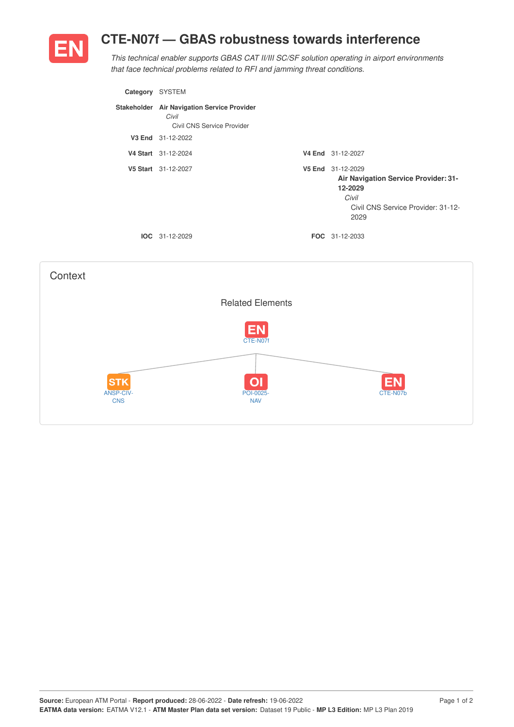# CTE-N07f — GBAS robustness towards interference

*This technical enabler supports GBAS CAT II/III SC/SF solution operating in airport environments that face technical problems related to RFI and jamming threat conditions.*

**Category** SYSTEM

**Stakeholder** **Air Navigation Service Provider**
*Civil*
Civil CNS Service Provider

**V3 End** 31-12-2022

**V4 Start** 31-12-2024 **V4 End** 31-12-2027

**V5 Start** 31-12-2027 **V5 End** 31-12-2029
**Air Navigation Service Provider: 31-12-2029**
*Civil*
Civil CNS Service Provider: 31-12-2029

**IOC** 31-12-2029 **FOC** 31-12-2033

## Context

### Related Elements

EN CTE-N07f

- STK ANSP-CIV-CNS
- OI POI-0025-NAV
- EN CTE-N07b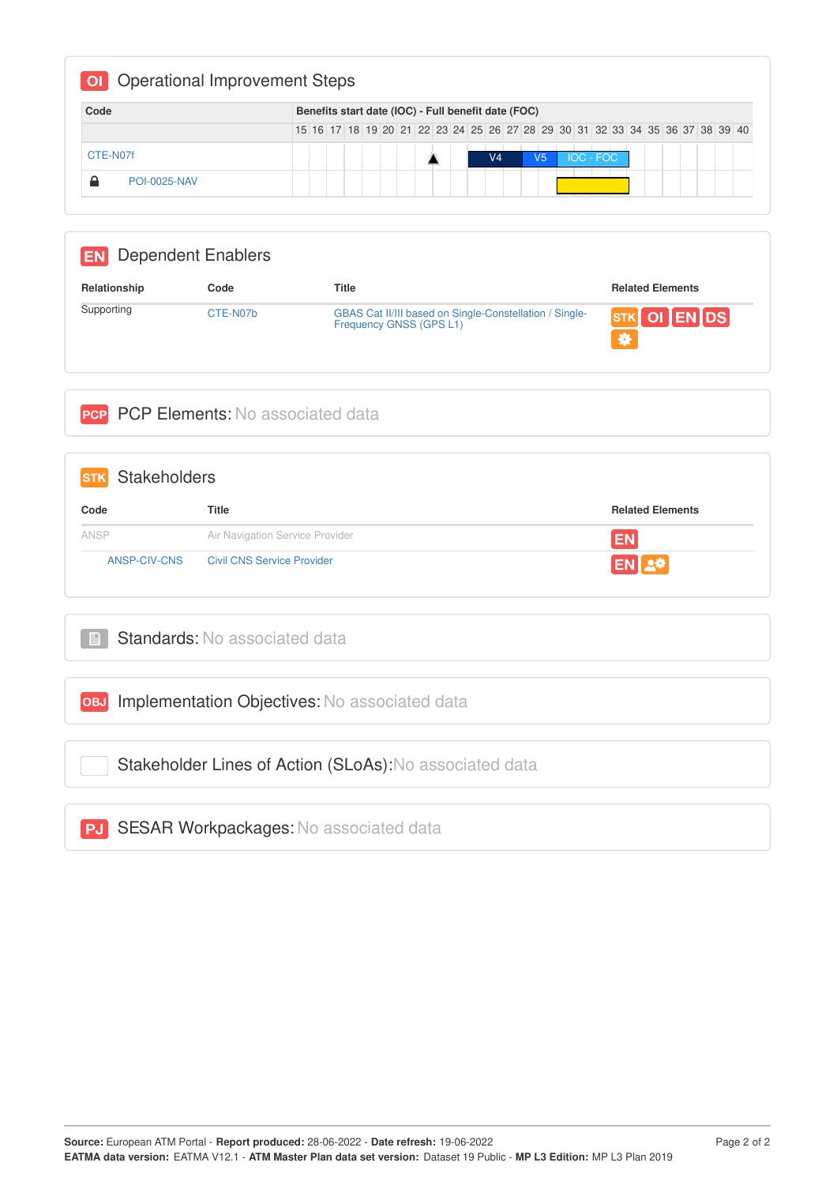## OI Operational Improvement Steps

| Code | Benefits start date (IOC) - Full benefit date (FOC) |
|---|---|
| | 15 16 17 18 19 20 21 22 23 24 25 26 27 28 29 30 31 32 33 34 35 36 37 38 39 40 |
| CTE-N07f | V4 V5 IOC - FOC |
| POI-0025-NAV | |

## EN Dependent Enablers

| Relationship | Code | Title | Related Elements |
|---|---|---|---|
| Supporting | CTE-N07b | GBAS Cat II/III based on Single-Constellation / Single-Frequency GNSS (GPS L1) | STK OI EN DS |

## PCP PCP Elements: No associated data

## STK Stakeholders

| Code | Title | Related Elements |
|---|---|---|
| ANSP | Air Navigation Service Provider | EN |
| ANSP-CIV-CNS | Civil CNS Service Provider | EN |

## Standards: No associated data

## OBJ Implementation Objectives: No associated data

## Stakeholder Lines of Action (SLoAs): No associated data

## PJ SESAR Workpackages: No associated data

**Source:** European ATM Portal - **Report produced:** 28-06-2022 - **Date refresh:** 19-06-2022
**EATMA data version:** EATMA V12.1 - **ATM Master Plan data set version:** Dataset 19 Public - **MP L3 Edition:** MP L3 Plan 2019